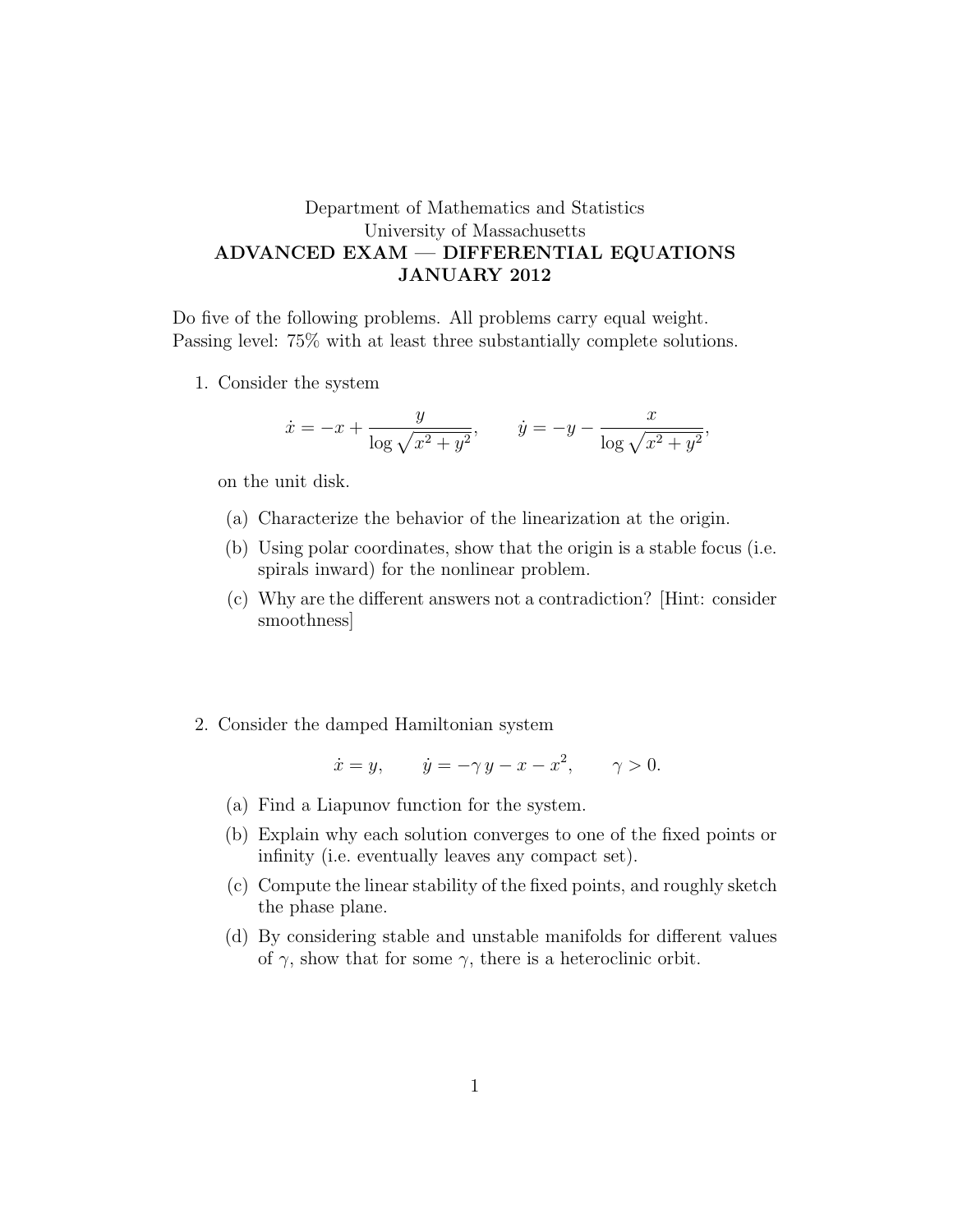Department of Mathematics and Statistics
University of Massachusetts

**ADVANCED EXAM — DIFFERENTIAL EQUATIONS**
**JANUARY 2012**

Do five of the following problems. All problems carry equal weight.
Passing level: 75% with at least three substantially complete solutions.

1. Consider the system

$$\dot{x} = -x + \frac{y}{\log \sqrt{x^2 + y^2}}, \qquad \dot{y} = -y - \frac{x}{\log \sqrt{x^2 + y^2}},$$

on the unit disk.

   (a) Characterize the behavior of the linearization at the origin.

   (b) Using polar coordinates, show that the origin is a stable focus (i.e. spirals inward) for the nonlinear problem.

   (c) Why are the different answers not a contradiction? [Hint: consider smoothness]

2. Consider the damped Hamiltonian system

$$\dot{x} = y, \qquad \dot{y} = -\gamma\, y - x - x^2, \qquad \gamma > 0.$$

   (a) Find a Liapunov function for the system.

   (b) Explain why each solution converges to one of the fixed points or infinity (i.e. eventually leaves any compact set).

   (c) Compute the linear stability of the fixed points, and roughly sketch the phase plane.

   (d) By considering stable and unstable manifolds for different values of $\gamma$, show that for some $\gamma$, there is a heteroclinic orbit.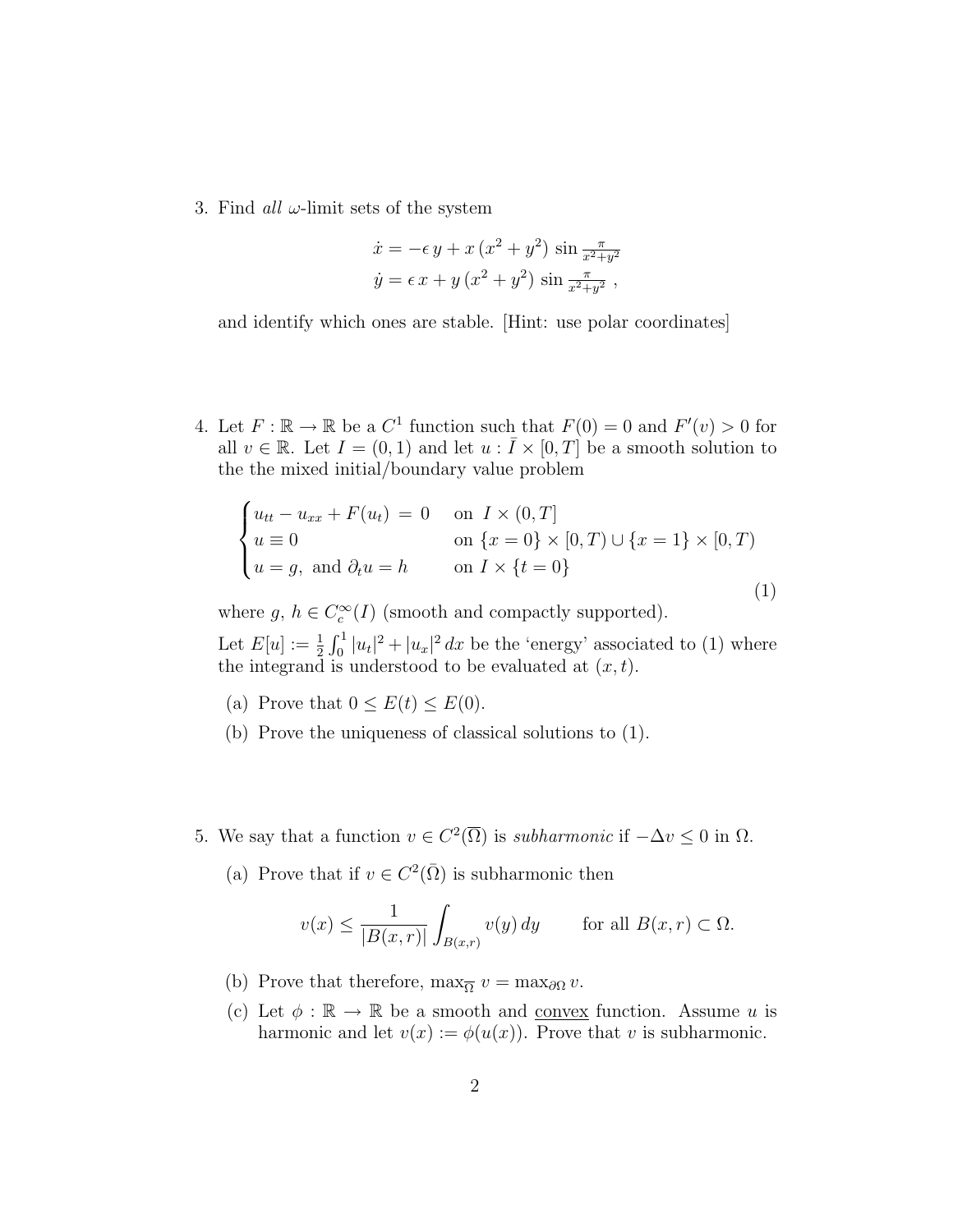3. Find *all* $\omega$-limit sets of the system

$$\dot{x} = -\epsilon\, y + x\,(x^2 + y^2)\, \sin \tfrac{\pi}{x^2+y^2}$$
$$\dot{y} = \epsilon\, x + y\,(x^2 + y^2)\, \sin \tfrac{\pi}{x^2+y^2}\ ,$$

and identify which ones are stable. [Hint: use polar coordinates]

4. Let $F : \mathbb{R} \to \mathbb{R}$ be a $C^1$ function such that $F(0) = 0$ and $F'(v) > 0$ for all $v \in \mathbb{R}$. Let $I = (0, 1)$ and let $u : \bar{I} \times [0, T]$ be a smooth solution to the the mixed initial/boundary value problem

$$\begin{cases} u_{tt} - u_{xx} + F(u_t) \ = \ 0 & \text{on } I \times (0, T] \\ u \equiv 0 & \text{on } \{x = 0\} \times [0, T) \cup \{x = 1\} \times [0, T) \\ u = g, \text{ and } \partial_t u = h & \text{on } I \times \{t = 0\} \end{cases} \tag{1}$$

where $g,\, h \in C_c^\infty(I)$ (smooth and compactly supported).

Let $E[u] := \frac{1}{2}\int_0^1 |u_t|^2 + |u_x|^2\, dx$ be the 'energy' associated to (1) where the integrand is understood to be evaluated at $(x, t)$.

(a) Prove that $0 \leq E(t) \leq E(0)$.

(b) Prove the uniqueness of classical solutions to (1).

5. We say that a function $v \in C^2(\overline{\Omega})$ is *subharmonic* if $-\Delta v \leq 0$ in $\Omega$.

(a) Prove that if $v \in C^2(\bar{\Omega})$ is subharmonic then

$$v(x) \leq \frac{1}{|B(x,r)|} \int_{B(x,r)} v(y)\, dy \qquad \text{for all } B(x, r) \subset \Omega.$$

(b) Prove that therefore, $\max_{\overline{\Omega}} v = \max_{\partial\Omega} v$.

(c) Let $\phi : \mathbb{R} \to \mathbb{R}$ be a smooth and <u>convex</u> function. Assume $u$ is harmonic and let $v(x) := \phi(u(x))$. Prove that $v$ is subharmonic.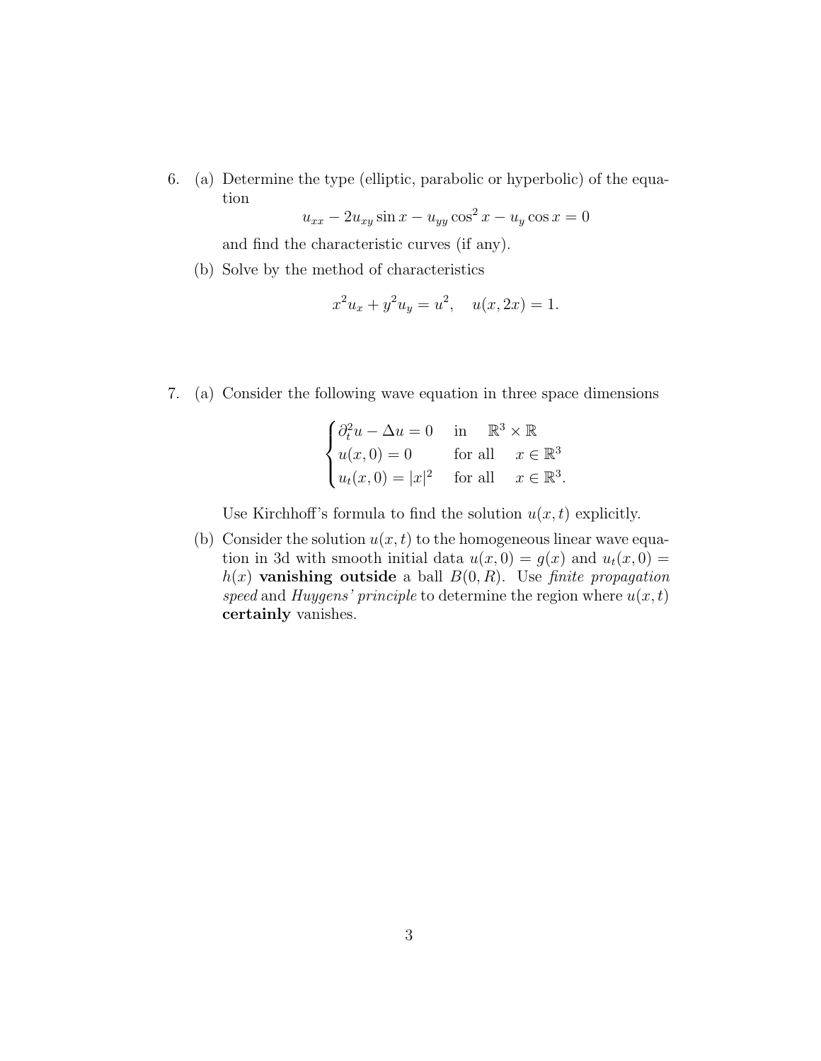6. (a) Determine the type (elliptic, parabolic or hyperbolic) of the equation

$$u_{xx} - 2u_{xy}\sin x - u_{yy}\cos^2 x - u_y \cos x = 0$$

and find the characteristic curves (if any).

(b) Solve by the method of characteristics

$$x^2 u_x + y^2 u_y = u^2, \quad u(x, 2x) = 1.$$

7. (a) Consider the following wave equation in three space dimensions

$$\begin{cases} \partial_t^2 u - \Delta u = 0 & \text{in} \quad \mathbb{R}^3 \times \mathbb{R} \\ u(x,0) = 0 & \text{for all} \quad x \in \mathbb{R}^3 \\ u_t(x,0) = |x|^2 & \text{for all} \quad x \in \mathbb{R}^3. \end{cases}$$

Use Kirchhoff's formula to find the solution $u(x,t)$ explicitly.

(b) Consider the solution $u(x,t)$ to the homogeneous linear wave equation in 3d with smooth initial data $u(x,0) = g(x)$ and $u_t(x,0) = h(x)$ **vanishing outside** a ball $B(0,R)$. Use *finite propagation speed* and *Huygens' principle* to determine the region where $u(x,t)$ **certainly** vanishes.